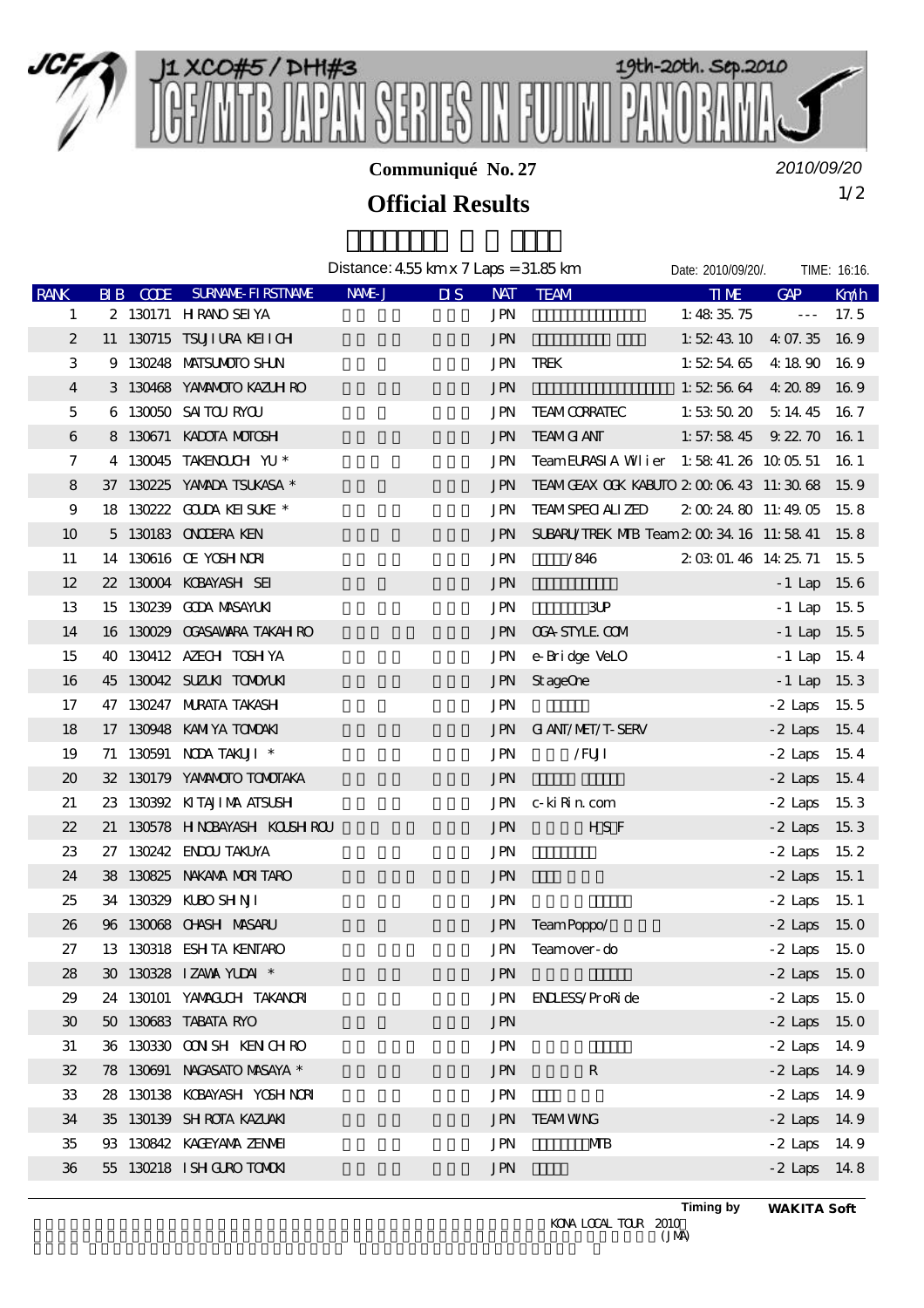J1 XCO#5 / DHI#3

19th-20th. Sep.2010

# JCF/MTB JAPAN SERIES IN FUJIMI PANORAMA

**Communiqué No. 27**

*2010/09/20*

## Official Results

Distance: 4.55 km x 7 Laps = 31.85 km

Date: 2010/09/20/. TIME: 16:16.

| RANK | BIB | CODE | SURNAME-FIRSTNAME | NAME-J | DIS | NAT | TEAM | TIME | GAP | Km/h |
|---|---|---|---|---|---|---|---|---|---|---|
| 1 | 2 | 130171 | HIRANO SEIYA | | | JPN | | 1:48:35.75 | --- | 17.5 |
| 2 | 11 | 130715 | TSUJIURA KEIICHI | | | JPN | | 1:52:43.10 | 4:07.35 | 16.9 |
| 3 | 9 | 130248 | MATSUMOTO SHUN | | | JPN | TREK | 1:52:54.65 | 4:18.90 | 16.9 |
| 4 | 3 | 130468 | YAMAMOTO KAZUHIRO | | | JPN | | 1:52:56.64 | 4:20.89 | 16.9 |
| 5 | 6 | 130050 | SAITOU RYOU | | | JPN | TEAM CORRATEC | 1:53:50.20 | 5:14.45 | 16.7 |
| 6 | 8 | 130671 | KADOTA MOTOSHI | | | JPN | TEAM GIANT | 1:57:58.45 | 9:22.70 | 16.1 |
| 7 | 4 | 130045 | TAKENOUCHI YU * | | | JPN | Team EURASIA Wilier | 1:58:41.26 | 10:05.51 | 16.1 |
| 8 | 37 | 130225 | YAMADA TSUKASA * | | | JPN | TEAM GEAX OGK KABUTO | 2:00:06.43 | 11:30.68 | 15.9 |
| 9 | 18 | 130222 | GOUDA KEISUKE * | | | JPN | TEAM SPECIALIZED | 2:00:24.80 | 11:49.05 | 15.8 |
| 10 | 5 | 130183 | ONODERA KEN | | | JPN | SUBARU/TREK MTB Team | 2:00:34.16 | 11:58.41 | 15.8 |
| 11 | 14 | 130616 | OE YOSHINORI | | | JPN | /846 | 2:03:01.46 | 14:25.71 | 15.5 |
| 12 | 22 | 130004 | KOBAYASHI SEI | | | JPN | | | -1 Lap | 15.6 |
| 13 | 15 | 130239 | GODA MASAYUKI | | | JPN | 3UP | | -1 Lap | 15.5 |
| 14 | 16 | 130029 | OGASAWARA TAKAHIRO | | | JPN | OGA-STYLE.COM | | -1 Lap | 15.5 |
| 15 | 40 | 130412 | AZECHI TOSHIYA | | | JPN | e-Bridge VeLO | | -1 Lap | 15.4 |
| 16 | 45 | 130042 | SUZUKI TOMOYUKI | | | JPN | StageOne | | -1 Lap | 15.3 |
| 17 | 47 | 130247 | MURATA TAKASHI | | | JPN | | | -2 Laps | 15.5 |
| 18 | 17 | 130948 | KAMIYA TOMOAKI | | | JPN | GIANT/MET/T-SERV | | -2 Laps | 15.4 |
| 19 | 71 | 130591 | NODA TAKUJI * | | | JPN | /FUJI | | -2 Laps | 15.4 |
| 20 | 32 | 130179 | YAMAMOTO TOMOTAKA | | | JPN | | | -2 Laps | 15.4 |
| 21 | 23 | 130392 | KITAJIMA ATSUSHI | | | JPN | c-kiRin.com | | -2 Laps | 15.3 |
| 22 | 21 | 130578 | HINOBAYASHI KOUSHIROU | | | JPN | H S F | | -2 Laps | 15.3 |
| 23 | 27 | 130242 | ENDOU TAKUYA | | | JPN | | | -2 Laps | 15.2 |
| 24 | 38 | 130825 | NAKAMA MORITARO | | | JPN | | | -2 Laps | 15.1 |
| 25 | 34 | 130329 | KUBO SHINJI | | | JPN | | | -2 Laps | 15.1 |
| 26 | 96 | 130068 | OHASHI MASARU | | | JPN | Team Poppo/ | | -2 Laps | 15.0 |
| 27 | 13 | 130318 | ESHITA KENTARO | | | JPN | Team over-do | | -2 Laps | 15.0 |
| 28 | 30 | 130328 | IZAWA YUDAI * | | | JPN | | | -2 Laps | 15.0 |
| 29 | 24 | 130101 | YAMAGUCHI TAKANORI | | | JPN | ENDLESS/ProRide | | -2 Laps | 15.0 |
| 30 | 50 | 130683 | TABATA RYO | | | JPN | | | -2 Laps | 15.0 |
| 31 | 36 | 130330 | OONISHI KENICHIRO | | | JPN | | | -2 Laps | 14.9 |
| 32 | 78 | 130691 | NAGASATO MASAYA * | | | JPN | R | | -2 Laps | 14.9 |
| 33 | 28 | 130138 | KOBAYASHI YOSHINORI | | | JPN | | | -2 Laps | 14.9 |
| 34 | 35 | 130139 | SHIROTA KAZUAKI | | | JPN | TEAM WING | | -2 Laps | 14.9 |
| 35 | 93 | 130842 | KAGEYAMA ZENMEI | | | JPN | MTB | | -2 Laps | 14.9 |
| 36 | 55 | 130218 | ISHIGURO TOMOKI | | | JPN | | | -2 Laps | 14.8 |

Timing by **WAKITA Soft**

KONA LOCAL TOUR 2010
(JMA)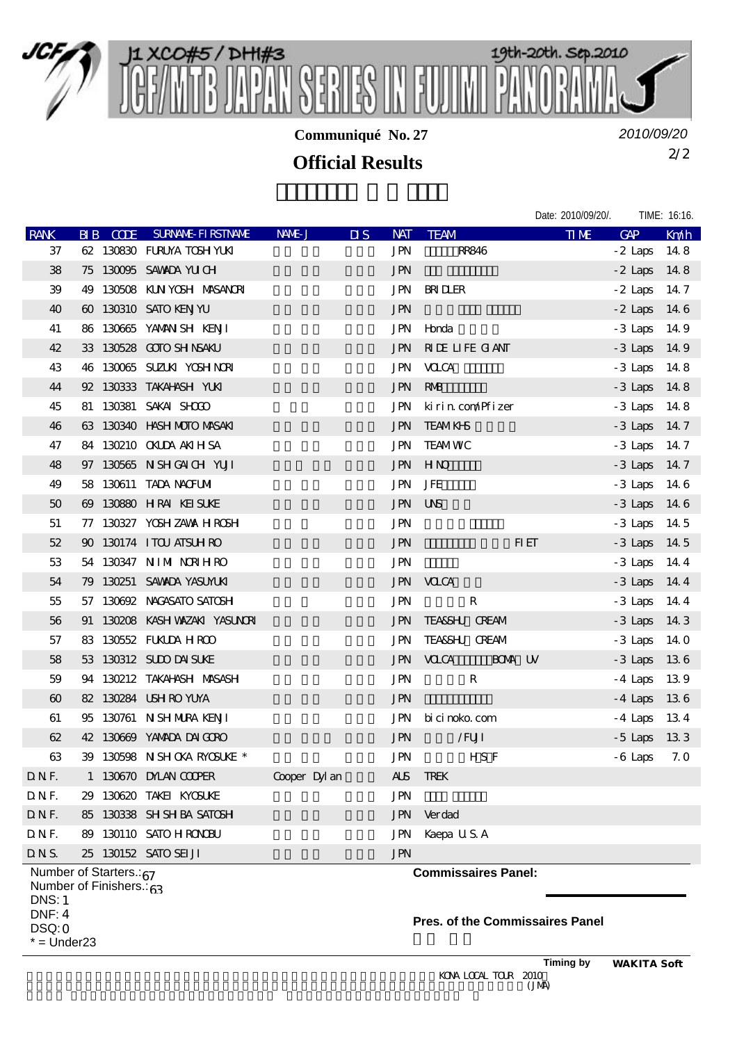# JCF/MTB JAPAN SERIES IN FUJIMI PANORAMA

J1 XCO#5 / DHI#3

19th-20th. Sep.2010

**Communiqué No. 27**

*2010/09/20*

## Official Results

Date: 2010/09/20/. TIME: 16:16.

| RANK | BIB | CODE | SURNAME-FIRSTNAME | NAME-J | DIS | NAT | TEAM | TIME | GAP | Km/h |
|---|---|---|---|---|---|---|---|---|---|---|
| 37 | 62 | 130830 | FURUYA TOSHIYUKI | | | JPN | RR846 | | -2 Laps | 14.8 |
| 38 | 75 | 130095 | SAWADA YUICHI | | | JPN | | | -2 Laps | 14.8 |
| 39 | 49 | 130508 | KUNIYOSHI MASANORI | | | JPN | BRIDLER | | -2 Laps | 14.7 |
| 40 | 60 | 130310 | SATO KENJYU | | | JPN | | | -2 Laps | 14.6 |
| 41 | 86 | 130665 | YAMANISHI KENJI | | | JPN | Honda | | -3 Laps | 14.9 |
| 42 | 33 | 130528 | GOTO SHINSAKU | | | JPN | RIDE LIFE GIANT | | -3 Laps | 14.9 |
| 43 | 46 | 130065 | SUZUKI YOSHINORI | | | JPN | VOLCA | | -3 Laps | 14.8 |
| 44 | 92 | 130333 | TAKAHASHI YUKI | | | JPN | RMB | | -3 Laps | 14.8 |
| 45 | 81 | 130381 | SAKAI SHOGO | | | JPN | kirin.com/Pfizer | | -3 Laps | 14.8 |
| 46 | 63 | 130340 | HASHIMOTO MASAKI | | | JPN | TEAM KHS | | -3 Laps | 14.7 |
| 47 | 84 | 130210 | OKUDA AKIHISA | | | JPN | TEAM WC | | -3 Laps | 14.7 |
| 48 | 97 | 130565 | NISHIGAICHI YUJI | | | JPN | HINO | | -3 Laps | 14.7 |
| 49 | 58 | 130611 | TADA NAOFUMI | | | JPN | JFE | | -3 Laps | 14.6 |
| 50 | 69 | 130880 | HIRAI KEISUKE | | | JPN | UNS | | -3 Laps | 14.6 |
| 51 | 77 | 130327 | YOSHIZAWA HIROSHI | | | JPN | | | -3 Laps | 14.5 |
| 52 | 90 | 130174 | ITOU ATSUHIRO | | | JPN | FIET | | -3 Laps | 14.5 |
| 53 | 54 | 130347 | NIIMI NORIHIRO | | | JPN | | | -3 Laps | 14.4 |
| 54 | 79 | 130251 | SAWADA YASUYUKI | | | JPN | VOLCA | | -3 Laps | 14.4 |
| 55 | 57 | 130692 | NAGASATO SATOSHI | | | JPN | R | | -3 Laps | 14.4 |
| 56 | 91 | 130208 | KASHIWAZAKI YASUNORI | | | JPN | TEA&SHU CREAM | | -3 Laps | 14.3 |
| 57 | 83 | 130552 | FUKUDA HIROO | | | JPN | TEA&SHU CREAM | | -3 Laps | 14.0 |
| 58 | 53 | 130312 | SUDO DAISUKE | | | JPN | VOLCA BOMA UV | | -3 Laps | 13.6 |
| 59 | 94 | 130212 | TAKAHASHI MASASHI | | | JPN | R | | -4 Laps | 13.9 |
| 60 | 82 | 130284 | USHIRO YUYA | | | JPN | | | -4 Laps | 13.6 |
| 61 | 95 | 130761 | NISHIMURA KENJI | | | JPN | bicinoko.com | | -4 Laps | 13.4 |
| 62 | 42 | 130669 | YAMADA DAIGORO | | | JPN | /FUJI | | -5 Laps | 13.3 |
| 63 | 39 | 130598 | NISHIOKA RYOSUKE * | | | JPN | HSF | | -6 Laps | 7.0 |
| D.N.F. | 1 | 130670 | DYLAN COOPER | Cooper Dylan | | AUS | TREK | | | |
| D.N.F. | 29 | 130620 | TAKEI KYOSUKE | | | JPN | | | | |
| D.N.F. | 85 | 130338 | SHISHIBA SATOSHI | | | JPN | Verdad | | | |
| D.N.F. | 89 | 130110 | SATO HIRONOBU | | | JPN | Kaepa U.S.A | | | |
| D.N.S. | 25 | 130152 | SATO SEIJI | | | JPN | | | | |

Number of Starters.: 67
Number of Finishers.: 63
DNS: 1
DNF: 4
DSQ: 0
* = Under23

**Commissaires Panel:**

**Pres. of the Commissaires Panel**

**Timing by** **WAKITA Soft**

KONA LOCAL TOUR 2010
(JMA)